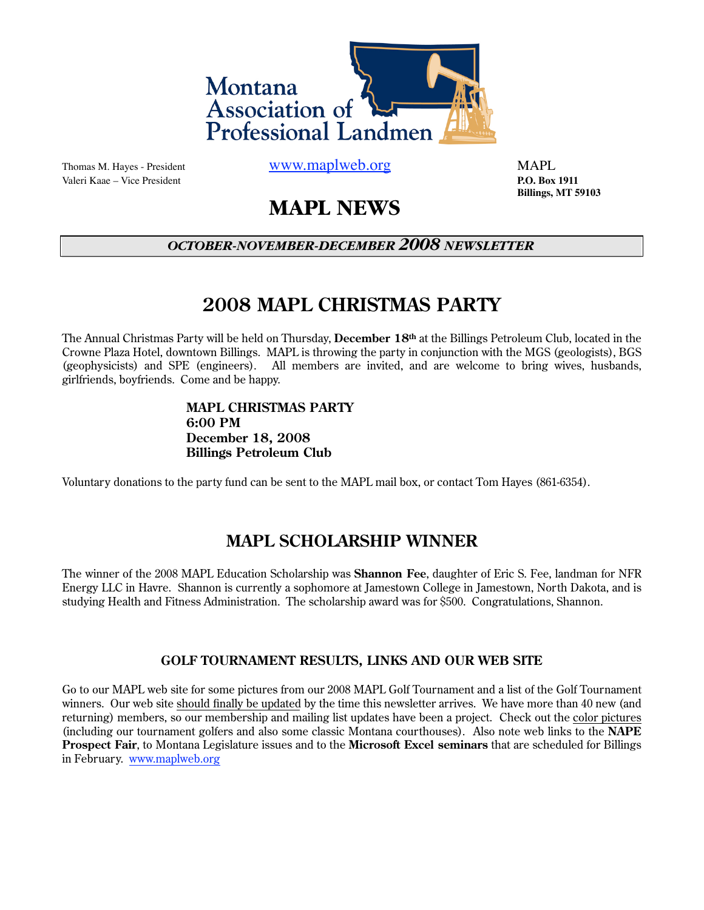# Montana Association of Professional Landmen

Thomas M. Hayes - President
Valeri Kaae – Vice President

www.maplweb.org

MAPL
**P.O. Box 1911**
**Billings, MT 59103**

# MAPL NEWS

***OCTOBER-NOVEMBER-DECEMBER 2008 NEWSLETTER***

## 2008 MAPL CHRISTMAS PARTY

The Annual Christmas Party will be held on Thursday, **December 18th** at the Billings Petroleum Club, located in the Crowne Plaza Hotel, downtown Billings. MAPL is throwing the party in conjunction with the MGS (geologists), BGS (geophysicists) and SPE (engineers). All members are invited, and are welcome to bring wives, husbands, girlfriends, boyfriends. Come and be happy.

**MAPL CHRISTMAS PARTY**
**6:00 PM**
**December 18, 2008**
**Billings Petroleum Club**

Voluntary donations to the party fund can be sent to the MAPL mail box, or contact Tom Hayes (861-6354).

## MAPL SCHOLARSHIP WINNER

The winner of the 2008 MAPL Education Scholarship was **Shannon Fee**, daughter of Eric S. Fee, landman for NFR Energy LLC in Havre. Shannon is currently a sophomore at Jamestown College in Jamestown, North Dakota, and is studying Health and Fitness Administration. The scholarship award was for $500. Congratulations, Shannon.

### GOLF TOURNAMENT RESULTS, LINKS AND OUR WEB SITE

Go to our MAPL web site for some pictures from our 2008 MAPL Golf Tournament and a list of the Golf Tournament winners. Our web site should finally be updated by the time this newsletter arrives. We have more than 40 new (and returning) members, so our membership and mailing list updates have been a project. Check out the color pictures (including our tournament golfers and also some classic Montana courthouses). Also note web links to the **NAPE Prospect Fair**, to Montana Legislature issues and to the **Microsoft Excel seminars** that are scheduled for Billings in February. www.maplweb.org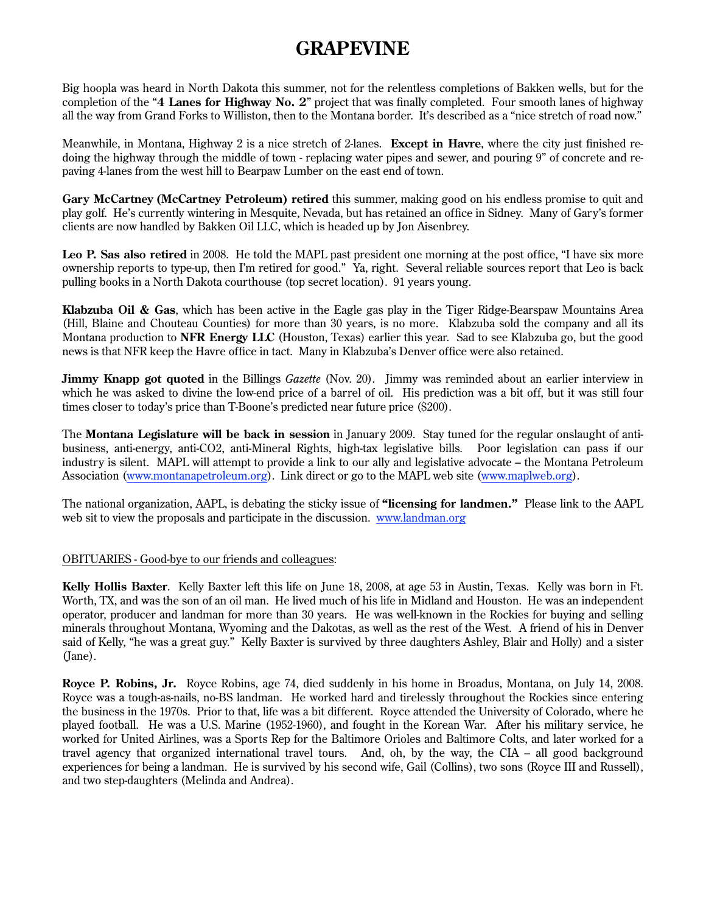# GRAPEVINE

Big hoopla was heard in North Dakota this summer, not for the relentless completions of Bakken wells, but for the completion of the "**4 Lanes for Highway No. 2**" project that was finally completed. Four smooth lanes of highway all the way from Grand Forks to Williston, then to the Montana border. It's described as a "nice stretch of road now."

Meanwhile, in Montana, Highway 2 is a nice stretch of 2-lanes. **Except in Havre**, where the city just finished re-doing the highway through the middle of town - replacing water pipes and sewer, and pouring 9" of concrete and re-paving 4-lanes from the west hill to Bearpaw Lumber on the east end of town.

**Gary McCartney (McCartney Petroleum) retired** this summer, making good on his endless promise to quit and play golf. He's currently wintering in Mesquite, Nevada, but has retained an office in Sidney. Many of Gary's former clients are now handled by Bakken Oil LLC, which is headed up by Jon Aisenbrey.

**Leo P. Sas also retired** in 2008. He told the MAPL past president one morning at the post office, "I have six more ownership reports to type-up, then I'm retired for good." Ya, right. Several reliable sources report that Leo is back pulling books in a North Dakota courthouse (top secret location). 91 years young.

**Klabzuba Oil & Gas**, which has been active in the Eagle gas play in the Tiger Ridge-Bearspaw Mountains Area (Hill, Blaine and Chouteau Counties) for more than 30 years, is no more. Klabzuba sold the company and all its Montana production to **NFR Energy LLC** (Houston, Texas) earlier this year. Sad to see Klabzuba go, but the good news is that NFR keep the Havre office in tact. Many in Klabzuba's Denver office were also retained.

**Jimmy Knapp got quoted** in the Billings *Gazette* (Nov. 20). Jimmy was reminded about an earlier interview in which he was asked to divine the low-end price of a barrel of oil. His prediction was a bit off, but it was still four times closer to today's price than T-Boone's predicted near future price ($200).

The **Montana Legislature will be back in session** in January 2009. Stay tuned for the regular onslaught of anti-business, anti-energy, anti-CO2, anti-Mineral Rights, high-tax legislative bills. Poor legislation can pass if our industry is silent. MAPL will attempt to provide a link to our ally and legislative advocate – the Montana Petroleum Association (www.montanapetroleum.org). Link direct or go to the MAPL web site (www.maplweb.org).

The national organization, AAPL, is debating the sticky issue of **"licensing for landmen."** Please link to the AAPL web sit to view the proposals and participate in the discussion. www.landman.org

OBITUARIES - Good-bye to our friends and colleagues:

**Kelly Hollis Baxter**. Kelly Baxter left this life on June 18, 2008, at age 53 in Austin, Texas. Kelly was born in Ft. Worth, TX, and was the son of an oil man. He lived much of his life in Midland and Houston. He was an independent operator, producer and landman for more than 30 years. He was well-known in the Rockies for buying and selling minerals throughout Montana, Wyoming and the Dakotas, as well as the rest of the West. A friend of his in Denver said of Kelly, "he was a great guy." Kelly Baxter is survived by three daughters Ashley, Blair and Holly) and a sister (Jane).

**Royce P. Robins, Jr.** Royce Robins, age 74, died suddenly in his home in Broadus, Montana, on July 14, 2008. Royce was a tough-as-nails, no-BS landman. He worked hard and tirelessly throughout the Rockies since entering the business in the 1970s. Prior to that, life was a bit different. Royce attended the University of Colorado, where he played football. He was a U.S. Marine (1952-1960), and fought in the Korean War. After his military service, he worked for United Airlines, was a Sports Rep for the Baltimore Orioles and Baltimore Colts, and later worked for a travel agency that organized international travel tours. And, oh, by the way, the CIA – all good background experiences for being a landman. He is survived by his second wife, Gail (Collins), two sons (Royce III and Russell), and two step-daughters (Melinda and Andrea).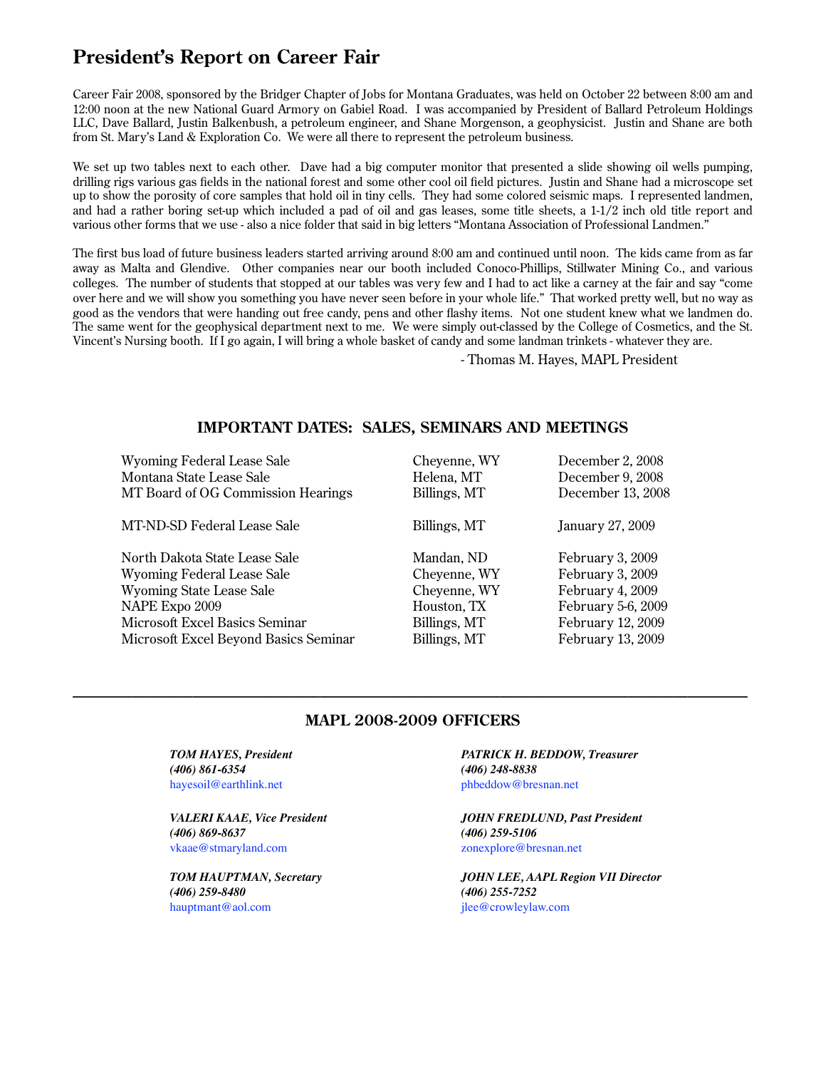# President's Report on Career Fair

Career Fair 2008, sponsored by the Bridger Chapter of Jobs for Montana Graduates, was held on October 22 between 8:00 am and 12:00 noon at the new National Guard Armory on Gabiel Road. I was accompanied by President of Ballard Petroleum Holdings LLC, Dave Ballard, Justin Balkenbush, a petroleum engineer, and Shane Morgenson, a geophysicist. Justin and Shane are both from St. Mary's Land & Exploration Co. We were all there to represent the petroleum business.

We set up two tables next to each other. Dave had a big computer monitor that presented a slide showing oil wells pumping, drilling rigs various gas fields in the national forest and some other cool oil field pictures. Justin and Shane had a microscope set up to show the porosity of core samples that hold oil in tiny cells. They had some colored seismic maps. I represented landmen, and had a rather boring set-up which included a pad of oil and gas leases, some title sheets, a 1-1/2 inch old title report and various other forms that we use - also a nice folder that said in big letters "Montana Association of Professional Landmen."

The first bus load of future business leaders started arriving around 8:00 am and continued until noon. The kids came from as far away as Malta and Glendive. Other companies near our booth included Conoco-Phillips, Stillwater Mining Co., and various colleges. The number of students that stopped at our tables was very few and I had to act like a carney at the fair and say "come over here and we will show you something you have never seen before in your whole life." That worked pretty well, but no way as good as the vendors that were handing out free candy, pens and other flashy items. Not one student knew what we landmen do. The same went for the geophysical department next to me. We were simply out-classed by the College of Cosmetics, and the St. Vincent's Nursing booth. If I go again, I will bring a whole basket of candy and some landman trinkets - whatever they are.

- Thomas M. Hayes, MAPL President

## IMPORTANT DATES: SALES, SEMINARS AND MEETINGS

| | | |
|---|---|---|
| Wyoming Federal Lease Sale | Cheyenne, WY | December 2, 2008 |
| Montana State Lease Sale | Helena, MT | December 9, 2008 |
| MT Board of OG Commission Hearings | Billings, MT | December 13, 2008 |
| MT-ND-SD Federal Lease Sale | Billings, MT | January 27, 2009 |
| North Dakota State Lease Sale | Mandan, ND | February 3, 2009 |
| Wyoming Federal Lease Sale | Cheyenne, WY | February 3, 2009 |
| Wyoming State Lease Sale | Cheyenne, WY | February 4, 2009 |
| NAPE Expo 2009 | Houston, TX | February 5-6, 2009 |
| Microsoft Excel Basics Seminar | Billings, MT | February 12, 2009 |
| Microsoft Excel Beyond Basics Seminar | Billings, MT | February 13, 2009 |

---

## MAPL 2008-2009 OFFICERS

***TOM HAYES, President***
***(406) 861-6354***
hayesoil@earthlink.net

***VALERI KAAE, Vice President***
***(406) 869-8637***
vkaae@stmaryland.com

***TOM HAUPTMAN, Secretary***
***(406) 259-8480***
hauptmant@aol.com

***PATRICK H. BEDDOW, Treasurer***
***(406) 248-8838***
phbeddow@bresnan.net

***JOHN FREDLUND, Past President***
***(406) 259-5106***
zonexplore@bresnan.net

***JOHN LEE, AAPL Region VII Director***
***(406) 255-7252***
jlee@crowleylaw.com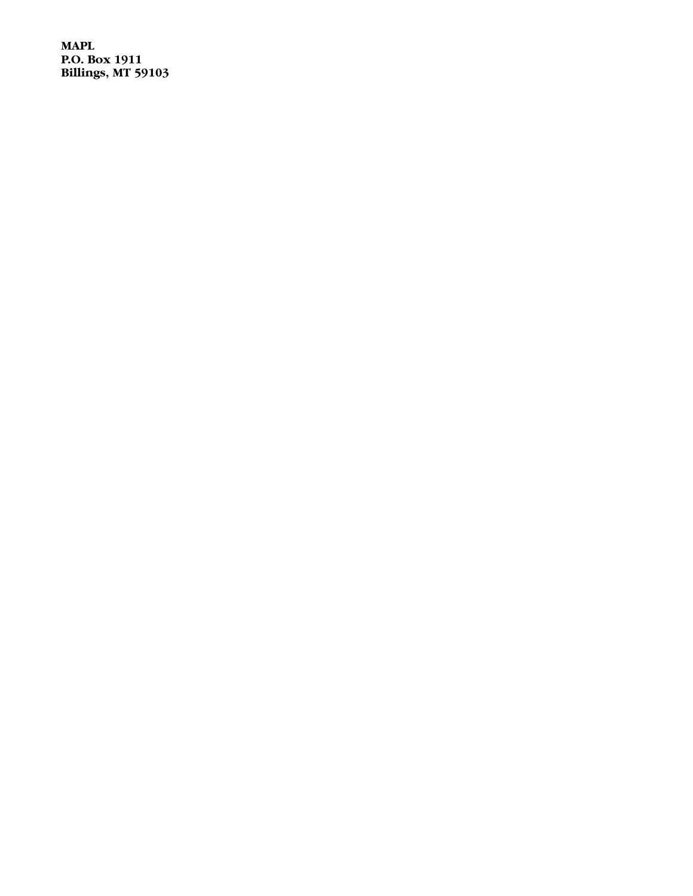**MAPL**
**P.O. Box 1911**
**Billings, MT 59103**